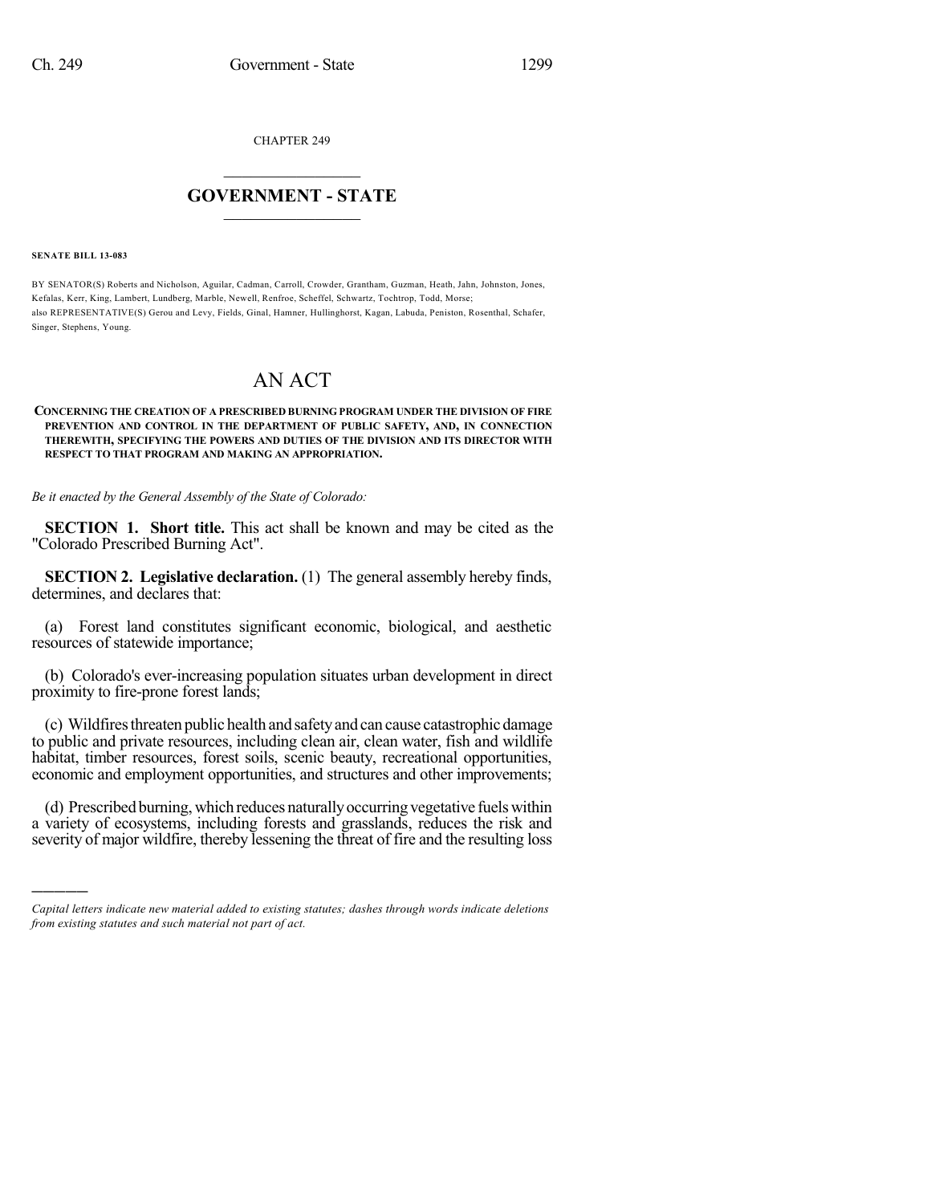CHAPTER 249

# GOVERNMENT - STATE

**SENATE BILL 13-083**

BY SENATOR(S) Roberts and Nicholson, Aguilar, Cadman, Carroll, Crowder, Grantham, Guzman, Heath, Jahn, Johnston, Jones, Kefalas, Kerr, King, Lambert, Lundberg, Marble, Newell, Renfroe, Scheffel, Schwartz, Tochtrop, Todd, Morse;
also REPRESENTATIVE(S) Gerou and Levy, Fields, Ginal, Hamner, Hullinghorst, Kagan, Labuda, Peniston, Rosenthal, Schafer, Singer, Stephens, Young.

# AN ACT

**CONCERNING THE CREATION OF A PRESCRIBED BURNING PROGRAM UNDER THE DIVISION OF FIRE PREVENTION AND CONTROL IN THE DEPARTMENT OF PUBLIC SAFETY, AND, IN CONNECTION THEREWITH, SPECIFYING THE POWERS AND DUTIES OF THE DIVISION AND ITS DIRECTOR WITH RESPECT TO THAT PROGRAM AND MAKING AN APPROPRIATION.**

*Be it enacted by the General Assembly of the State of Colorado:*

**SECTION 1. Short title.** This act shall be known and may be cited as the "Colorado Prescribed Burning Act".

**SECTION 2. Legislative declaration.** (1) The general assembly hereby finds, determines, and declares that:

(a) Forest land constitutes significant economic, biological, and aesthetic resources of statewide importance;

(b) Colorado's ever-increasing population situates urban development in direct proximity to fire-prone forest lands;

(c) Wildfires threaten public health and safety and can cause catastrophic damage to public and private resources, including clean air, clean water, fish and wildlife habitat, timber resources, forest soils, scenic beauty, recreational opportunities, economic and employment opportunities, and structures and other improvements;

(d) Prescribed burning, which reduces naturally occurring vegetative fuels within a variety of ecosystems, including forests and grasslands, reduces the risk and severity of major wildfire, thereby lessening the threat of fire and the resulting loss

*Capital letters indicate new material added to existing statutes; dashes through words indicate deletions from existing statutes and such material not part of act.*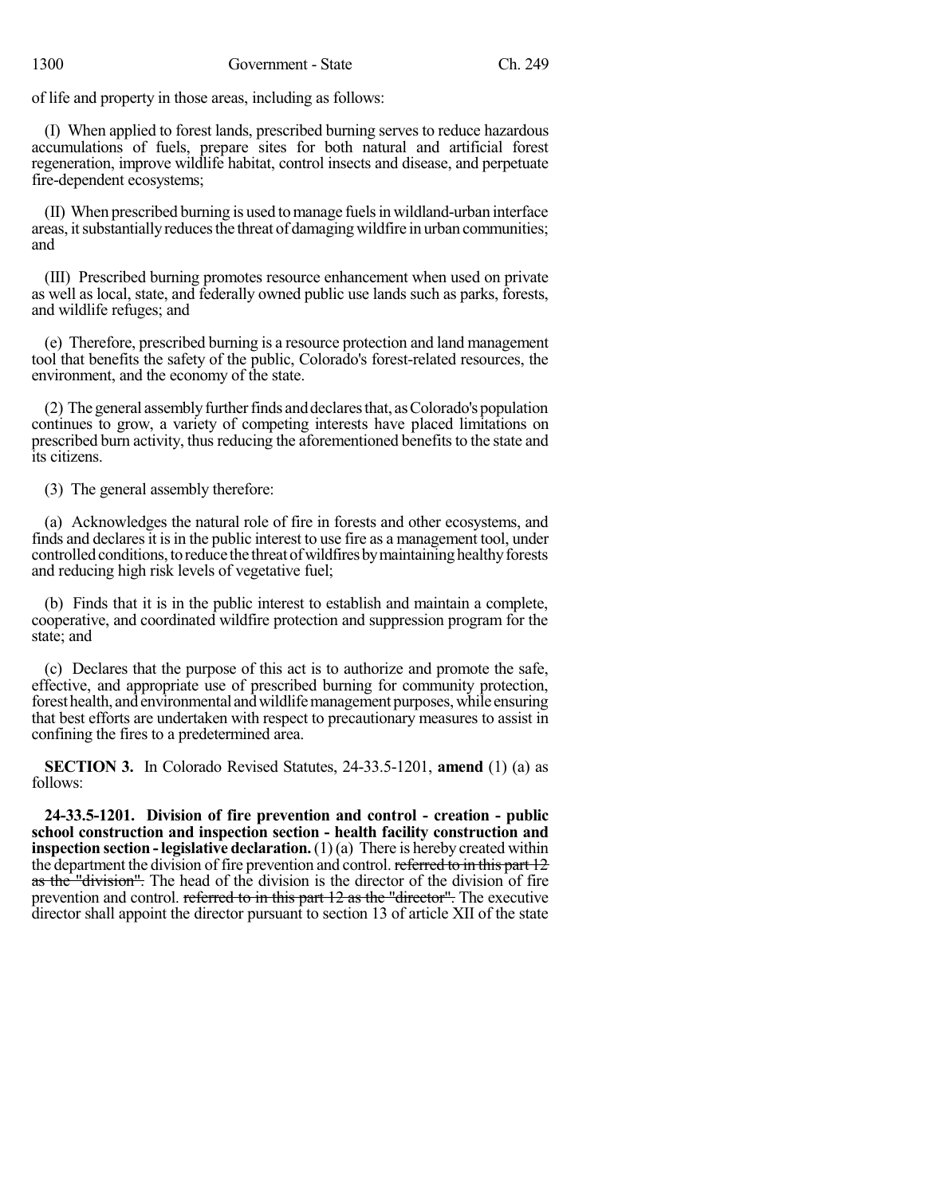of life and property in those areas, including as follows:

(I) When applied to forest lands, prescribed burning serves to reduce hazardous accumulations of fuels, prepare sites for both natural and artificial forest regeneration, improve wildlife habitat, control insects and disease, and perpetuate fire-dependent ecosystems;

(II) When prescribed burning is used to manage fuels in wildland-urban interface areas, it substantially reduces the threat of damaging wildfire in urban communities; and

(III) Prescribed burning promotes resource enhancement when used on private as well as local, state, and federally owned public use lands such as parks, forests, and wildlife refuges; and

(e) Therefore, prescribed burning is a resource protection and land management tool that benefits the safety of the public, Colorado's forest-related resources, the environment, and the economy of the state.

(2) The general assembly further finds and declares that, as Colorado's population continues to grow, a variety of competing interests have placed limitations on prescribed burn activity, thus reducing the aforementioned benefits to the state and its citizens.

(3) The general assembly therefore:

(a) Acknowledges the natural role of fire in forests and other ecosystems, and finds and declares it is in the public interest to use fire as a management tool, under controlled conditions, to reduce the threat of wildfires by maintaining healthy forests and reducing high risk levels of vegetative fuel;

(b) Finds that it is in the public interest to establish and maintain a complete, cooperative, and coordinated wildfire protection and suppression program for the state; and

(c) Declares that the purpose of this act is to authorize and promote the safe, effective, and appropriate use of prescribed burning for community protection, forest health, and environmental and wildlife management purposes, while ensuring that best efforts are undertaken with respect to precautionary measures to assist in confining the fires to a predetermined area.

**SECTION 3.** In Colorado Revised Statutes, 24-33.5-1201, **amend** (1) (a) as follows:

**24-33.5-1201. Division of fire prevention and control - creation - public school construction and inspection section - health facility construction and inspection section - legislative declaration.** (1) (a) There is hereby created within the department the division of fire prevention and control. ~~referred to in this part 12 as the "division".~~ The head of the division is the director of the division of fire prevention and control. ~~referred to in this part 12 as the "director".~~ The executive director shall appoint the director pursuant to section 13 of article XII of the state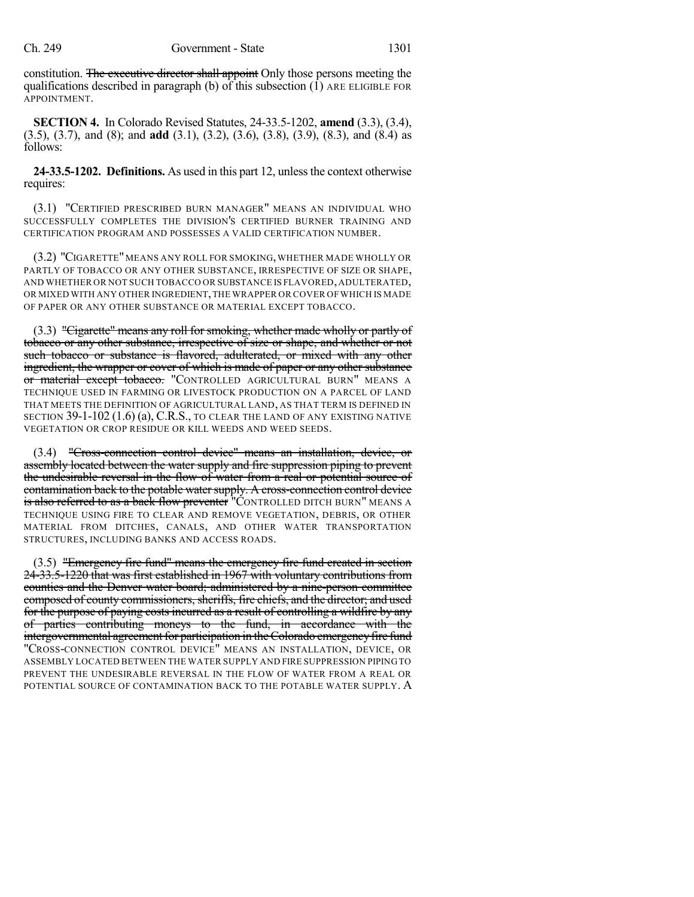constitution. ~~The executive director shall appoint~~ Only those persons meeting the qualifications described in paragraph (b) of this subsection (1) ARE ELIGIBLE FOR APPOINTMENT.

**SECTION 4.** In Colorado Revised Statutes, 24-33.5-1202, **amend** (3.3), (3.4), (3.5), (3.7), and (8); and **add** (3.1), (3.2), (3.6), (3.8), (3.9), (8.3), and (8.4) as follows:

**24-33.5-1202. Definitions.** As used in this part 12, unless the context otherwise requires:

(3.1) "CERTIFIED PRESCRIBED BURN MANAGER" MEANS AN INDIVIDUAL WHO SUCCESSFULLY COMPLETES THE DIVISION'S CERTIFIED BURNER TRAINING AND CERTIFICATION PROGRAM AND POSSESSES A VALID CERTIFICATION NUMBER.

(3.2) "CIGARETTE" MEANS ANY ROLL FOR SMOKING, WHETHER MADE WHOLLY OR PARTLY OF TOBACCO OR ANY OTHER SUBSTANCE, IRRESPECTIVE OF SIZE OR SHAPE, AND WHETHER OR NOT SUCH TOBACCO OR SUBSTANCE IS FLAVORED, ADULTERATED, OR MIXED WITH ANY OTHER INGREDIENT, THE WRAPPER OR COVER OF WHICH IS MADE OF PAPER OR ANY OTHER SUBSTANCE OR MATERIAL EXCEPT TOBACCO.

(3.3) ~~"Cigarette" means any roll for smoking, whether made wholly or partly of tobacco or any other substance, irrespective of size or shape, and whether or not such tobacco or substance is flavored, adulterated, or mixed with any other ingredient, the wrapper or cover of which is made of paper or any other substance or material except tobacco.~~ "CONTROLLED AGRICULTURAL BURN" MEANS A TECHNIQUE USED IN FARMING OR LIVESTOCK PRODUCTION ON A PARCEL OF LAND THAT MEETS THE DEFINITION OF AGRICULTURAL LAND, AS THAT TERM IS DEFINED IN SECTION 39-1-102 (1.6) (a), C.R.S., TO CLEAR THE LAND OF ANY EXISTING NATIVE VEGETATION OR CROP RESIDUE OR KILL WEEDS AND WEED SEEDS.

(3.4) ~~"Cross-connection control device" means an installation, device, or assembly located between the water supply and fire suppression piping to prevent the undesirable reversal in the flow of water from a real or potential source of contamination back to the potable water supply. A cross-connection control device is also referred to as a back flow preventer~~ "CONTROLLED DITCH BURN" MEANS A TECHNIQUE USING FIRE TO CLEAR AND REMOVE VEGETATION, DEBRIS, OR OTHER MATERIAL FROM DITCHES, CANALS, AND OTHER WATER TRANSPORTATION STRUCTURES, INCLUDING BANKS AND ACCESS ROADS.

(3.5) ~~"Emergency fire fund" means the emergency fire fund created in section 24-33.5-1220 that was first established in 1967 with voluntary contributions from counties and the Denver water board; administered by a nine-person committee composed of county commissioners, sheriffs, fire chiefs, and the director; and used for the purpose of paying costs incurred as a result of controlling a wildfire by any of parties contributing moneys to the fund, in accordance with the intergovernmental agreement for participation in the Colorado emergency fire fund~~ "CROSS-CONNECTION CONTROL DEVICE" MEANS AN INSTALLATION, DEVICE, OR ASSEMBLY LOCATED BETWEEN THE WATER SUPPLY AND FIRE SUPPRESSION PIPING TO PREVENT THE UNDESIRABLE REVERSAL IN THE FLOW OF WATER FROM A REAL OR POTENTIAL SOURCE OF CONTAMINATION BACK TO THE POTABLE WATER SUPPLY. A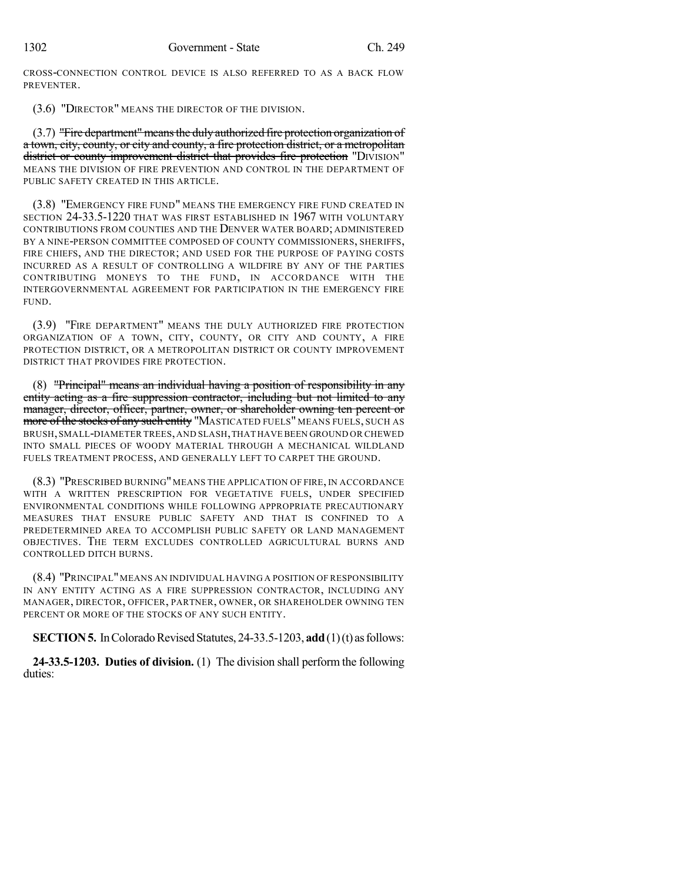CROSS-CONNECTION CONTROL DEVICE IS ALSO REFERRED TO AS A BACK FLOW PREVENTER.

(3.6) "DIRECTOR" MEANS THE DIRECTOR OF THE DIVISION.

(3.7) ~~"Fire department" means the duly authorized fire protection organization of a town, city, county, or city and county, a fire protection district, or a metropolitan district or county improvement district that provides fire protection~~ "DIVISION" MEANS THE DIVISION OF FIRE PREVENTION AND CONTROL IN THE DEPARTMENT OF PUBLIC SAFETY CREATED IN THIS ARTICLE.

(3.8) "EMERGENCY FIRE FUND" MEANS THE EMERGENCY FIRE FUND CREATED IN SECTION 24-33.5-1220 THAT WAS FIRST ESTABLISHED IN 1967 WITH VOLUNTARY CONTRIBUTIONS FROM COUNTIES AND THE DENVER WATER BOARD; ADMINISTERED BY A NINE-PERSON COMMITTEE COMPOSED OF COUNTY COMMISSIONERS, SHERIFFS, FIRE CHIEFS, AND THE DIRECTOR; AND USED FOR THE PURPOSE OF PAYING COSTS INCURRED AS A RESULT OF CONTROLLING A WILDFIRE BY ANY OF THE PARTIES CONTRIBUTING MONEYS TO THE FUND, IN ACCORDANCE WITH THE INTERGOVERNMENTAL AGREEMENT FOR PARTICIPATION IN THE EMERGENCY FIRE FUND.

(3.9) "FIRE DEPARTMENT" MEANS THE DULY AUTHORIZED FIRE PROTECTION ORGANIZATION OF A TOWN, CITY, COUNTY, OR CITY AND COUNTY, A FIRE PROTECTION DISTRICT, OR A METROPOLITAN DISTRICT OR COUNTY IMPROVEMENT DISTRICT THAT PROVIDES FIRE PROTECTION.

(8) ~~"Principal" means an individual having a position of responsibility in any entity acting as a fire suppression contractor, including but not limited to any manager, director, officer, partner, owner, or shareholder owning ten percent or more of the stocks of any such entity~~ "MASTICATED FUELS" MEANS FUELS, SUCH AS BRUSH, SMALL-DIAMETER TREES, AND SLASH, THAT HAVE BEEN GROUND OR CHEWED INTO SMALL PIECES OF WOODY MATERIAL THROUGH A MECHANICAL WILDLAND FUELS TREATMENT PROCESS, AND GENERALLY LEFT TO CARPET THE GROUND.

(8.3) "PRESCRIBED BURNING" MEANS THE APPLICATION OF FIRE, IN ACCORDANCE WITH A WRITTEN PRESCRIPTION FOR VEGETATIVE FUELS, UNDER SPECIFIED ENVIRONMENTAL CONDITIONS WHILE FOLLOWING APPROPRIATE PRECAUTIONARY MEASURES THAT ENSURE PUBLIC SAFETY AND THAT IS CONFINED TO A PREDETERMINED AREA TO ACCOMPLISH PUBLIC SAFETY OR LAND MANAGEMENT OBJECTIVES. THE TERM EXCLUDES CONTROLLED AGRICULTURAL BURNS AND CONTROLLED DITCH BURNS.

(8.4) "PRINCIPAL" MEANS AN INDIVIDUAL HAVING A POSITION OF RESPONSIBILITY IN ANY ENTITY ACTING AS A FIRE SUPPRESSION CONTRACTOR, INCLUDING ANY MANAGER, DIRECTOR, OFFICER, PARTNER, OWNER, OR SHAREHOLDER OWNING TEN PERCENT OR MORE OF THE STOCKS OF ANY SUCH ENTITY.

**SECTION 5.** In Colorado Revised Statutes, 24-33.5-1203, **add** (1) (t) as follows:

**24-33.5-1203. Duties of division.** (1) The division shall perform the following duties: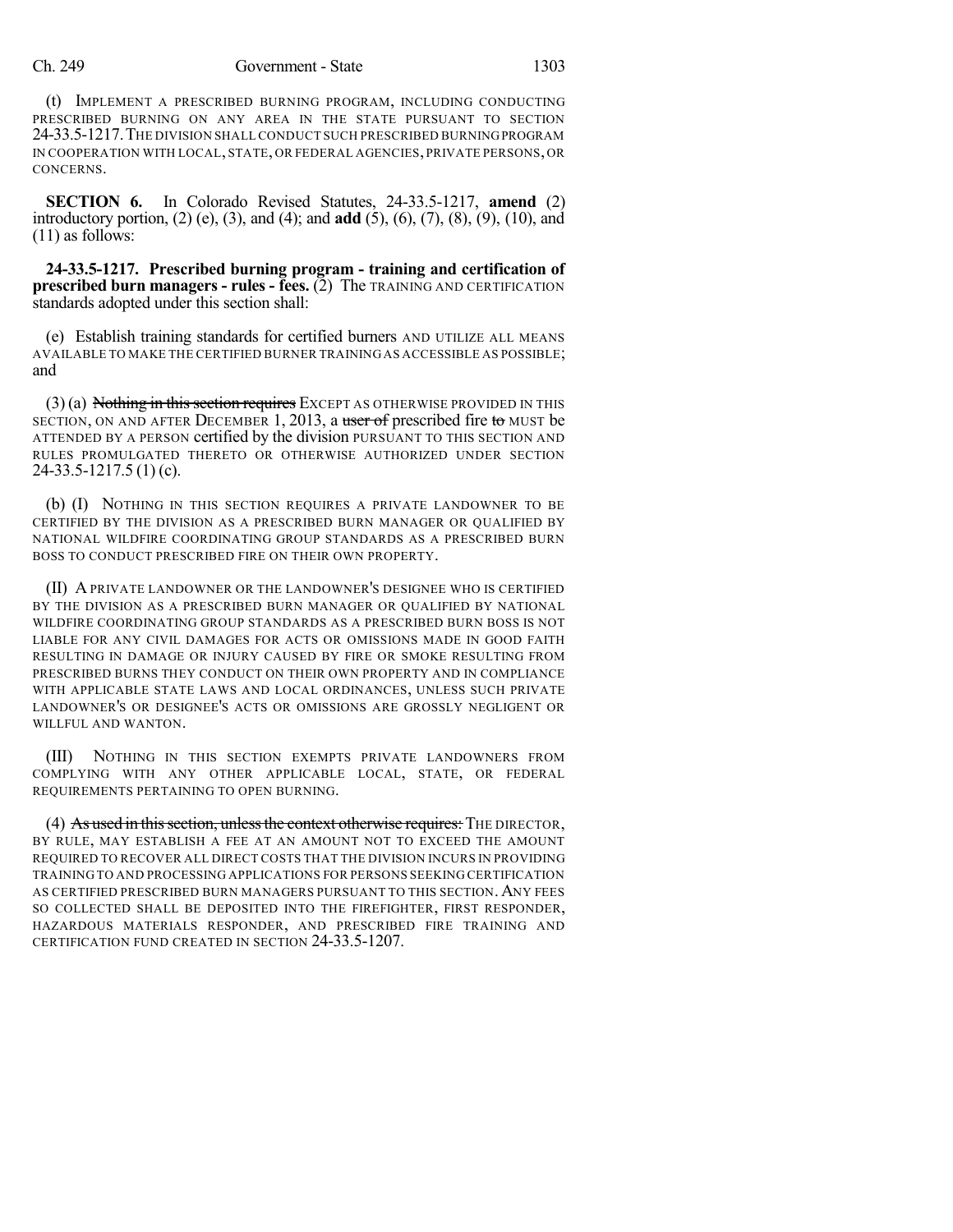(t) IMPLEMENT A PRESCRIBED BURNING PROGRAM, INCLUDING CONDUCTING PRESCRIBED BURNING ON ANY AREA IN THE STATE PURSUANT TO SECTION 24-33.5-1217. THE DIVISION SHALL CONDUCT SUCH PRESCRIBED BURNING PROGRAM IN COOPERATION WITH LOCAL, STATE, OR FEDERAL AGENCIES, PRIVATE PERSONS, OR CONCERNS.

**SECTION 6.** In Colorado Revised Statutes, 24-33.5-1217, **amend** (2) introductory portion, (2) (e), (3), and (4); and **add** (5), (6), (7), (8), (9), (10), and (11) as follows:

**24-33.5-1217. Prescribed burning program - training and certification of prescribed burn managers - rules - fees.** (2) The TRAINING AND CERTIFICATION standards adopted under this section shall:

(e) Establish training standards for certified burners AND UTILIZE ALL MEANS AVAILABLE TO MAKE THE CERTIFIED BURNER TRAINING AS ACCESSIBLE AS POSSIBLE; and

(3) (a) ~~Nothing in this section requires~~ EXCEPT AS OTHERWISE PROVIDED IN THIS SECTION, ON AND AFTER DECEMBER 1, 2013, a ~~user of~~ prescribed fire ~~to~~ MUST be ATTENDED BY A PERSON certified by the division PURSUANT TO THIS SECTION AND RULES PROMULGATED THERETO OR OTHERWISE AUTHORIZED UNDER SECTION 24-33.5-1217.5 (1) (c).

(b) (I) NOTHING IN THIS SECTION REQUIRES A PRIVATE LANDOWNER TO BE CERTIFIED BY THE DIVISION AS A PRESCRIBED BURN MANAGER OR QUALIFIED BY NATIONAL WILDFIRE COORDINATING GROUP STANDARDS AS A PRESCRIBED BURN BOSS TO CONDUCT PRESCRIBED FIRE ON THEIR OWN PROPERTY.

(II) A PRIVATE LANDOWNER OR THE LANDOWNER'S DESIGNEE WHO IS CERTIFIED BY THE DIVISION AS A PRESCRIBED BURN MANAGER OR QUALIFIED BY NATIONAL WILDFIRE COORDINATING GROUP STANDARDS AS A PRESCRIBED BURN BOSS IS NOT LIABLE FOR ANY CIVIL DAMAGES FOR ACTS OR OMISSIONS MADE IN GOOD FAITH RESULTING IN DAMAGE OR INJURY CAUSED BY FIRE OR SMOKE RESULTING FROM PRESCRIBED BURNS THEY CONDUCT ON THEIR OWN PROPERTY AND IN COMPLIANCE WITH APPLICABLE STATE LAWS AND LOCAL ORDINANCES, UNLESS SUCH PRIVATE LANDOWNER'S OR DESIGNEE'S ACTS OR OMISSIONS ARE GROSSLY NEGLIGENT OR WILLFUL AND WANTON.

(III) NOTHING IN THIS SECTION EXEMPTS PRIVATE LANDOWNERS FROM COMPLYING WITH ANY OTHER APPLICABLE LOCAL, STATE, OR FEDERAL REQUIREMENTS PERTAINING TO OPEN BURNING.

(4) ~~As used in this section, unless the context otherwise requires:~~ THE DIRECTOR, BY RULE, MAY ESTABLISH A FEE AT AN AMOUNT NOT TO EXCEED THE AMOUNT REQUIRED TO RECOVER ALL DIRECT COSTS THAT THE DIVISION INCURS IN PROVIDING TRAINING TO AND PROCESSING APPLICATIONS FOR PERSONS SEEKING CERTIFICATION AS CERTIFIED PRESCRIBED BURN MANAGERS PURSUANT TO THIS SECTION. ANY FEES SO COLLECTED SHALL BE DEPOSITED INTO THE FIREFIGHTER, FIRST RESPONDER, HAZARDOUS MATERIALS RESPONDER, AND PRESCRIBED FIRE TRAINING AND CERTIFICATION FUND CREATED IN SECTION 24-33.5-1207.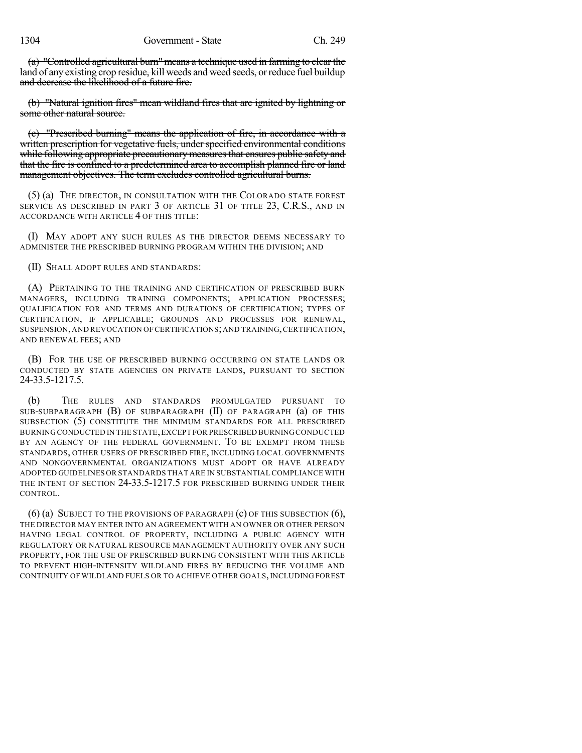~~(a) "Controlled agricultural burn" means a technique used in farming to clear the land of any existing crop residue, kill weeds and weed seeds, or reduce fuel buildup and decrease the likelihood of a future fire.~~

~~(b) "Natural ignition fires" mean wildland fires that are ignited by lightning or some other natural source.~~

~~(c) "Prescribed burning" means the application of fire, in accordance with a written prescription for vegetative fuels, under specified environmental conditions while following appropriate precautionary measures that ensures public safety and that the fire is confined to a predetermined area to accomplish planned fire or land management objectives. The term excludes controlled agricultural burns.~~

(5) (a) THE DIRECTOR, IN CONSULTATION WITH THE COLORADO STATE FOREST SERVICE AS DESCRIBED IN PART 3 OF ARTICLE 31 OF TITLE 23, C.R.S., AND IN ACCORDANCE WITH ARTICLE 4 OF THIS TITLE:

(I) MAY ADOPT ANY SUCH RULES AS THE DIRECTOR DEEMS NECESSARY TO ADMINISTER THE PRESCRIBED BURNING PROGRAM WITHIN THE DIVISION; AND

(II) SHALL ADOPT RULES AND STANDARDS:

(A) PERTAINING TO THE TRAINING AND CERTIFICATION OF PRESCRIBED BURN MANAGERS, INCLUDING TRAINING COMPONENTS; APPLICATION PROCESSES; QUALIFICATION FOR AND TERMS AND DURATIONS OF CERTIFICATION; TYPES OF CERTIFICATION, IF APPLICABLE; GROUNDS AND PROCESSES FOR RENEWAL, SUSPENSION, AND REVOCATION OF CERTIFICATIONS; AND TRAINING, CERTIFICATION, AND RENEWAL FEES; AND

(B) FOR THE USE OF PRESCRIBED BURNING OCCURRING ON STATE LANDS OR CONDUCTED BY STATE AGENCIES ON PRIVATE LANDS, PURSUANT TO SECTION 24-33.5-1217.5.

(b) THE RULES AND STANDARDS PROMULGATED PURSUANT TO SUB-SUBPARAGRAPH (B) OF SUBPARAGRAPH (II) OF PARAGRAPH (a) OF THIS SUBSECTION (5) CONSTITUTE THE MINIMUM STANDARDS FOR ALL PRESCRIBED BURNING CONDUCTED IN THE STATE, EXCEPT FOR PRESCRIBED BURNING CONDUCTED BY AN AGENCY OF THE FEDERAL GOVERNMENT. TO BE EXEMPT FROM THESE STANDARDS, OTHER USERS OF PRESCRIBED FIRE, INCLUDING LOCAL GOVERNMENTS AND NONGOVERNMENTAL ORGANIZATIONS MUST ADOPT OR HAVE ALREADY ADOPTED GUIDELINES OR STANDARDS THAT ARE IN SUBSTANTIAL COMPLIANCE WITH THE INTENT OF SECTION 24-33.5-1217.5 FOR PRESCRIBED BURNING UNDER THEIR CONTROL.

(6) (a) SUBJECT TO THE PROVISIONS OF PARAGRAPH (c) OF THIS SUBSECTION (6), THE DIRECTOR MAY ENTER INTO AN AGREEMENT WITH AN OWNER OR OTHER PERSON HAVING LEGAL CONTROL OF PROPERTY, INCLUDING A PUBLIC AGENCY WITH REGULATORY OR NATURAL RESOURCE MANAGEMENT AUTHORITY OVER ANY SUCH PROPERTY, FOR THE USE OF PRESCRIBED BURNING CONSISTENT WITH THIS ARTICLE TO PREVENT HIGH-INTENSITY WILDLAND FIRES BY REDUCING THE VOLUME AND CONTINUITY OF WILDLAND FUELS OR TO ACHIEVE OTHER GOALS, INCLUDING FOREST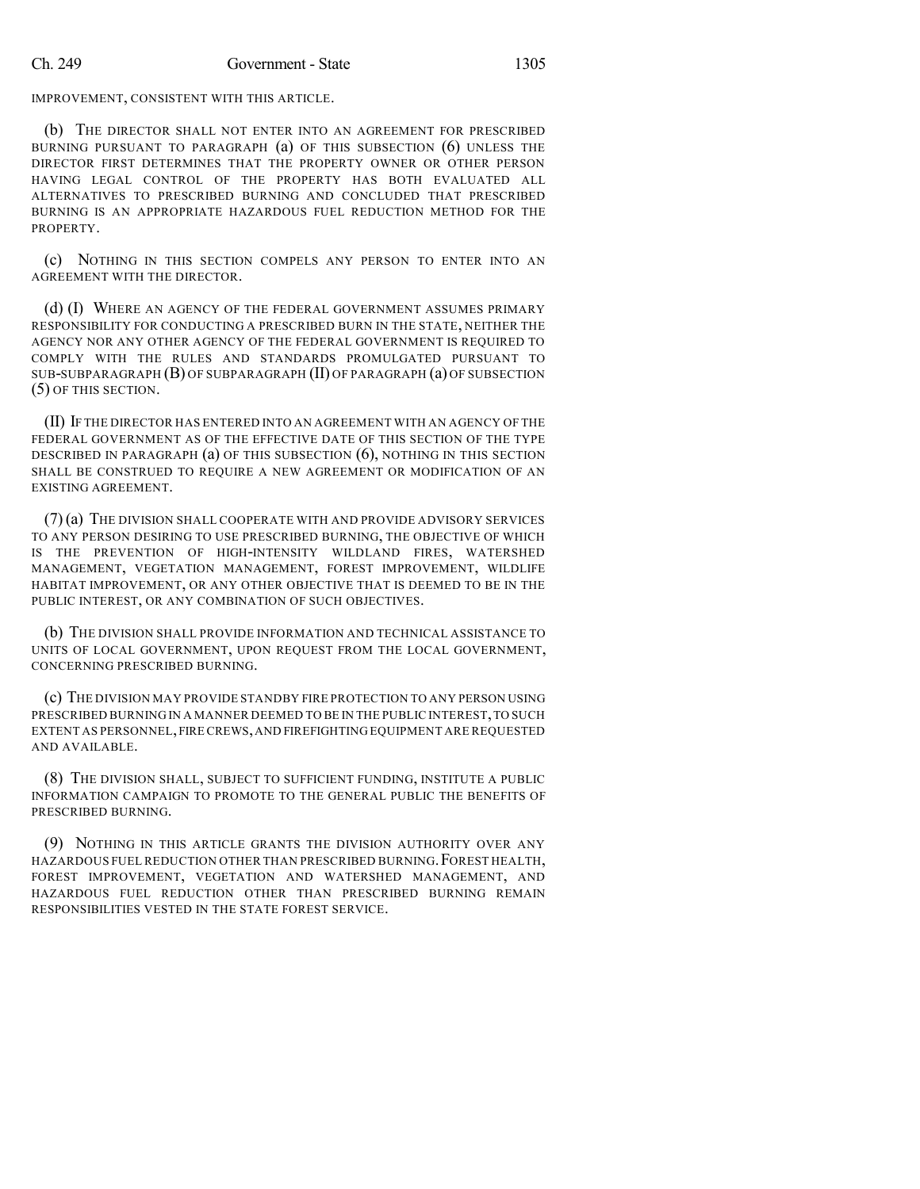IMPROVEMENT, CONSISTENT WITH THIS ARTICLE.

(b) THE DIRECTOR SHALL NOT ENTER INTO AN AGREEMENT FOR PRESCRIBED BURNING PURSUANT TO PARAGRAPH (a) OF THIS SUBSECTION (6) UNLESS THE DIRECTOR FIRST DETERMINES THAT THE PROPERTY OWNER OR OTHER PERSON HAVING LEGAL CONTROL OF THE PROPERTY HAS BOTH EVALUATED ALL ALTERNATIVES TO PRESCRIBED BURNING AND CONCLUDED THAT PRESCRIBED BURNING IS AN APPROPRIATE HAZARDOUS FUEL REDUCTION METHOD FOR THE PROPERTY.

(c) NOTHING IN THIS SECTION COMPELS ANY PERSON TO ENTER INTO AN AGREEMENT WITH THE DIRECTOR.

(d) (I) WHERE AN AGENCY OF THE FEDERAL GOVERNMENT ASSUMES PRIMARY RESPONSIBILITY FOR CONDUCTING A PRESCRIBED BURN IN THE STATE, NEITHER THE AGENCY NOR ANY OTHER AGENCY OF THE FEDERAL GOVERNMENT IS REQUIRED TO COMPLY WITH THE RULES AND STANDARDS PROMULGATED PURSUANT TO SUB-SUBPARAGRAPH (B) OF SUBPARAGRAPH (II) OF PARAGRAPH (a) OF SUBSECTION (5) OF THIS SECTION.

(II) IF THE DIRECTOR HAS ENTERED INTO AN AGREEMENT WITH AN AGENCY OF THE FEDERAL GOVERNMENT AS OF THE EFFECTIVE DATE OF THIS SECTION OF THE TYPE DESCRIBED IN PARAGRAPH (a) OF THIS SUBSECTION (6), NOTHING IN THIS SECTION SHALL BE CONSTRUED TO REQUIRE A NEW AGREEMENT OR MODIFICATION OF AN EXISTING AGREEMENT.

(7) (a) THE DIVISION SHALL COOPERATE WITH AND PROVIDE ADVISORY SERVICES TO ANY PERSON DESIRING TO USE PRESCRIBED BURNING, THE OBJECTIVE OF WHICH IS THE PREVENTION OF HIGH-INTENSITY WILDLAND FIRES, WATERSHED MANAGEMENT, VEGETATION MANAGEMENT, FOREST IMPROVEMENT, WILDLIFE HABITAT IMPROVEMENT, OR ANY OTHER OBJECTIVE THAT IS DEEMED TO BE IN THE PUBLIC INTEREST, OR ANY COMBINATION OF SUCH OBJECTIVES.

(b) THE DIVISION SHALL PROVIDE INFORMATION AND TECHNICAL ASSISTANCE TO UNITS OF LOCAL GOVERNMENT, UPON REQUEST FROM THE LOCAL GOVERNMENT, CONCERNING PRESCRIBED BURNING.

(c) THE DIVISION MAY PROVIDE STANDBY FIRE PROTECTION TO ANY PERSON USING PRESCRIBED BURNING IN A MANNER DEEMED TO BE IN THE PUBLIC INTEREST, TO SUCH EXTENT AS PERSONNEL, FIRE CREWS, AND FIREFIGHTING EQUIPMENT ARE REQUESTED AND AVAILABLE.

(8) THE DIVISION SHALL, SUBJECT TO SUFFICIENT FUNDING, INSTITUTE A PUBLIC INFORMATION CAMPAIGN TO PROMOTE TO THE GENERAL PUBLIC THE BENEFITS OF PRESCRIBED BURNING.

(9) NOTHING IN THIS ARTICLE GRANTS THE DIVISION AUTHORITY OVER ANY HAZARDOUS FUEL REDUCTION OTHER THAN PRESCRIBED BURNING. FOREST HEALTH, FOREST IMPROVEMENT, VEGETATION AND WATERSHED MANAGEMENT, AND HAZARDOUS FUEL REDUCTION OTHER THAN PRESCRIBED BURNING REMAIN RESPONSIBILITIES VESTED IN THE STATE FOREST SERVICE.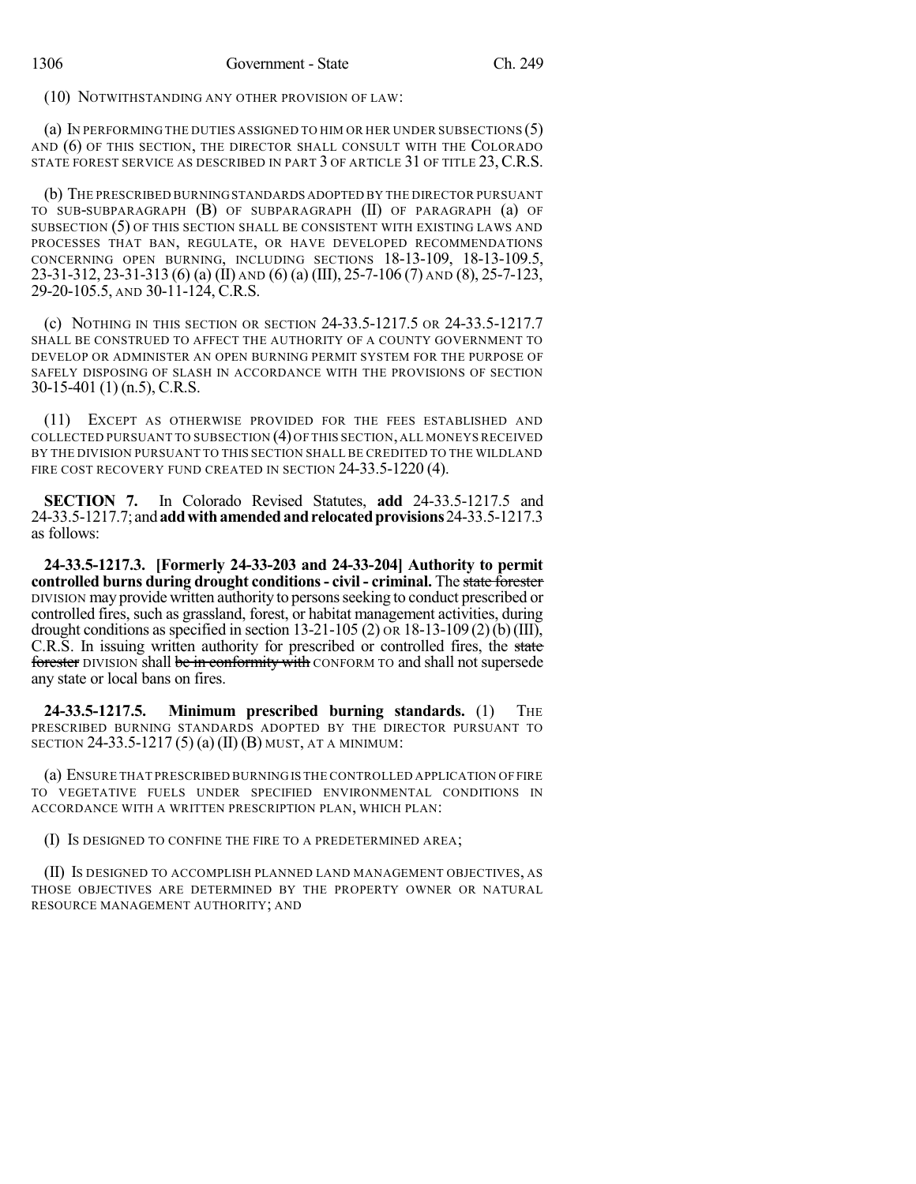(10) NOTWITHSTANDING ANY OTHER PROVISION OF LAW:

(a) IN PERFORMING THE DUTIES ASSIGNED TO HIM OR HER UNDER SUBSECTIONS (5) AND (6) OF THIS SECTION, THE DIRECTOR SHALL CONSULT WITH THE COLORADO STATE FOREST SERVICE AS DESCRIBED IN PART 3 OF ARTICLE 31 OF TITLE 23, C.R.S.

(b) THE PRESCRIBED BURNING STANDARDS ADOPTED BY THE DIRECTOR PURSUANT TO SUB-SUBPARAGRAPH (B) OF SUBPARAGRAPH (II) OF PARAGRAPH (a) OF SUBSECTION (5) OF THIS SECTION SHALL BE CONSISTENT WITH EXISTING LAWS AND PROCESSES THAT BAN, REGULATE, OR HAVE DEVELOPED RECOMMENDATIONS CONCERNING OPEN BURNING, INCLUDING SECTIONS 18-13-109, 18-13-109.5, 23-31-312, 23-31-313 (6) (a) (II) AND (6) (a) (III), 25-7-106 (7) AND (8), 25-7-123, 29-20-105.5, AND 30-11-124, C.R.S.

(c) NOTHING IN THIS SECTION OR SECTION 24-33.5-1217.5 OR 24-33.5-1217.7 SHALL BE CONSTRUED TO AFFECT THE AUTHORITY OF A COUNTY GOVERNMENT TO DEVELOP OR ADMINISTER AN OPEN BURNING PERMIT SYSTEM FOR THE PURPOSE OF SAFELY DISPOSING OF SLASH IN ACCORDANCE WITH THE PROVISIONS OF SECTION 30-15-401 (1) (n.5), C.R.S.

(11) EXCEPT AS OTHERWISE PROVIDED FOR THE FEES ESTABLISHED AND COLLECTED PURSUANT TO SUBSECTION (4) OF THIS SECTION, ALL MONEYS RECEIVED BY THE DIVISION PURSUANT TO THIS SECTION SHALL BE CREDITED TO THE WILDLAND FIRE COST RECOVERY FUND CREATED IN SECTION 24-33.5-1220 (4).

**SECTION 7.** In Colorado Revised Statutes, **add** 24-33.5-1217.5 and 24-33.5-1217.7; and **add with amended and relocated provisions** 24-33.5-1217.3 as follows:

**24-33.5-1217.3. [Formerly 24-33-203 and 24-33-204] Authority to permit controlled burns during drought conditions - civil - criminal.** The ~~state forester~~ DIVISION may provide written authority to persons seeking to conduct prescribed or controlled fires, such as grassland, forest, or habitat management activities, during drought conditions as specified in section 13-21-105 (2) OR 18-13-109 (2) (b) (III), C.R.S. In issuing written authority for prescribed or controlled fires, the ~~state forester~~ DIVISION shall ~~be in conformity with~~ CONFORM TO and shall not supersede any state or local bans on fires.

**24-33.5-1217.5. Minimum prescribed burning standards.** (1) THE PRESCRIBED BURNING STANDARDS ADOPTED BY THE DIRECTOR PURSUANT TO SECTION 24-33.5-1217 (5) (a) (II) (B) MUST, AT A MINIMUM:

(a) ENSURE THAT PRESCRIBED BURNING IS THE CONTROLLED APPLICATION OF FIRE TO VEGETATIVE FUELS UNDER SPECIFIED ENVIRONMENTAL CONDITIONS IN ACCORDANCE WITH A WRITTEN PRESCRIPTION PLAN, WHICH PLAN:

(I) IS DESIGNED TO CONFINE THE FIRE TO A PREDETERMINED AREA;

(II) IS DESIGNED TO ACCOMPLISH PLANNED LAND MANAGEMENT OBJECTIVES, AS THOSE OBJECTIVES ARE DETERMINED BY THE PROPERTY OWNER OR NATURAL RESOURCE MANAGEMENT AUTHORITY; AND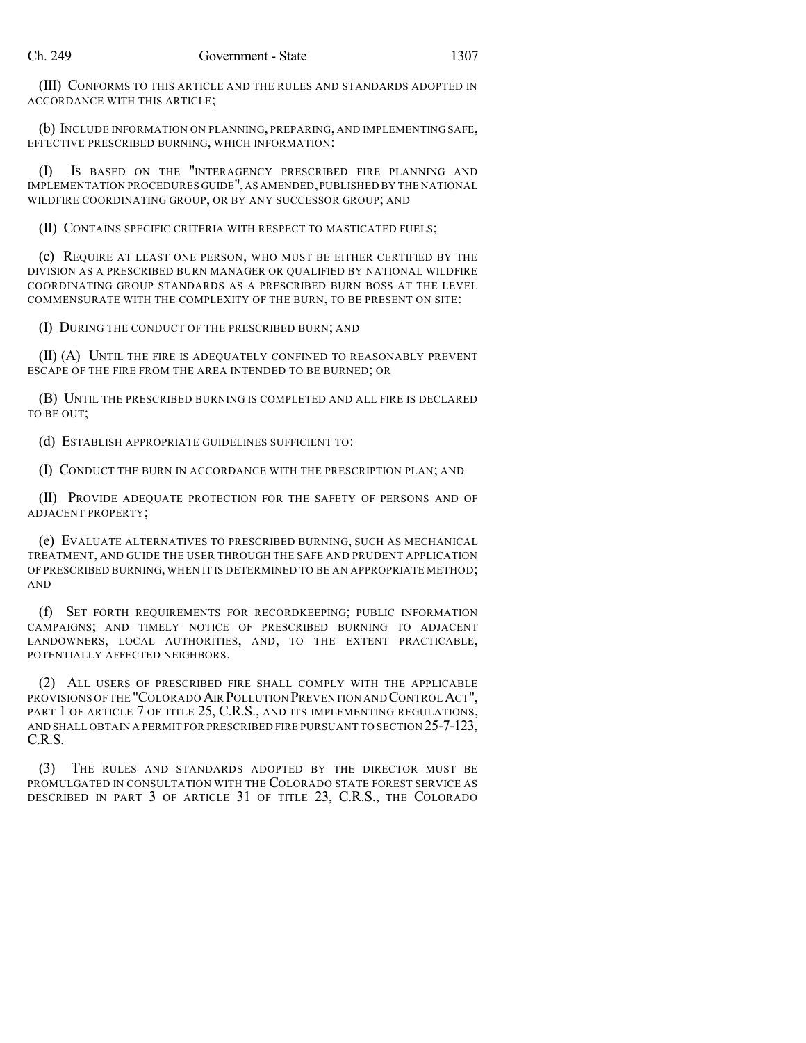(III) CONFORMS TO THIS ARTICLE AND THE RULES AND STANDARDS ADOPTED IN ACCORDANCE WITH THIS ARTICLE;

(b) INCLUDE INFORMATION ON PLANNING, PREPARING, AND IMPLEMENTING SAFE, EFFECTIVE PRESCRIBED BURNING, WHICH INFORMATION:

(I) IS BASED ON THE "INTERAGENCY PRESCRIBED FIRE PLANNING AND IMPLEMENTATION PROCEDURES GUIDE", AS AMENDED, PUBLISHED BY THE NATIONAL WILDFIRE COORDINATING GROUP, OR BY ANY SUCCESSOR GROUP; AND

(II) CONTAINS SPECIFIC CRITERIA WITH RESPECT TO MASTICATED FUELS;

(c) REQUIRE AT LEAST ONE PERSON, WHO MUST BE EITHER CERTIFIED BY THE DIVISION AS A PRESCRIBED BURN MANAGER OR QUALIFIED BY NATIONAL WILDFIRE COORDINATING GROUP STANDARDS AS A PRESCRIBED BURN BOSS AT THE LEVEL COMMENSURATE WITH THE COMPLEXITY OF THE BURN, TO BE PRESENT ON SITE:

(I) DURING THE CONDUCT OF THE PRESCRIBED BURN; AND

(II) (A) UNTIL THE FIRE IS ADEQUATELY CONFINED TO REASONABLY PREVENT ESCAPE OF THE FIRE FROM THE AREA INTENDED TO BE BURNED; OR

(B) UNTIL THE PRESCRIBED BURNING IS COMPLETED AND ALL FIRE IS DECLARED TO BE OUT;

(d) ESTABLISH APPROPRIATE GUIDELINES SUFFICIENT TO:

(I) CONDUCT THE BURN IN ACCORDANCE WITH THE PRESCRIPTION PLAN; AND

(II) PROVIDE ADEQUATE PROTECTION FOR THE SAFETY OF PERSONS AND OF ADJACENT PROPERTY;

(e) EVALUATE ALTERNATIVES TO PRESCRIBED BURNING, SUCH AS MECHANICAL TREATMENT, AND GUIDE THE USER THROUGH THE SAFE AND PRUDENT APPLICATION OF PRESCRIBED BURNING, WHEN IT IS DETERMINED TO BE AN APPROPRIATE METHOD; AND

(f) SET FORTH REQUIREMENTS FOR RECORDKEEPING; PUBLIC INFORMATION CAMPAIGNS; AND TIMELY NOTICE OF PRESCRIBED BURNING TO ADJACENT LANDOWNERS, LOCAL AUTHORITIES, AND, TO THE EXTENT PRACTICABLE, POTENTIALLY AFFECTED NEIGHBORS.

(2) ALL USERS OF PRESCRIBED FIRE SHALL COMPLY WITH THE APPLICABLE PROVISIONS OF THE "COLORADO AIR POLLUTION PREVENTION AND CONTROL ACT", PART 1 OF ARTICLE 7 OF TITLE 25, C.R.S., AND ITS IMPLEMENTING REGULATIONS, AND SHALL OBTAIN A PERMIT FOR PRESCRIBED FIRE PURSUANT TO SECTION 25-7-123, C.R.S.

(3) THE RULES AND STANDARDS ADOPTED BY THE DIRECTOR MUST BE PROMULGATED IN CONSULTATION WITH THE COLORADO STATE FOREST SERVICE AS DESCRIBED IN PART 3 OF ARTICLE 31 OF TITLE 23, C.R.S., THE COLORADO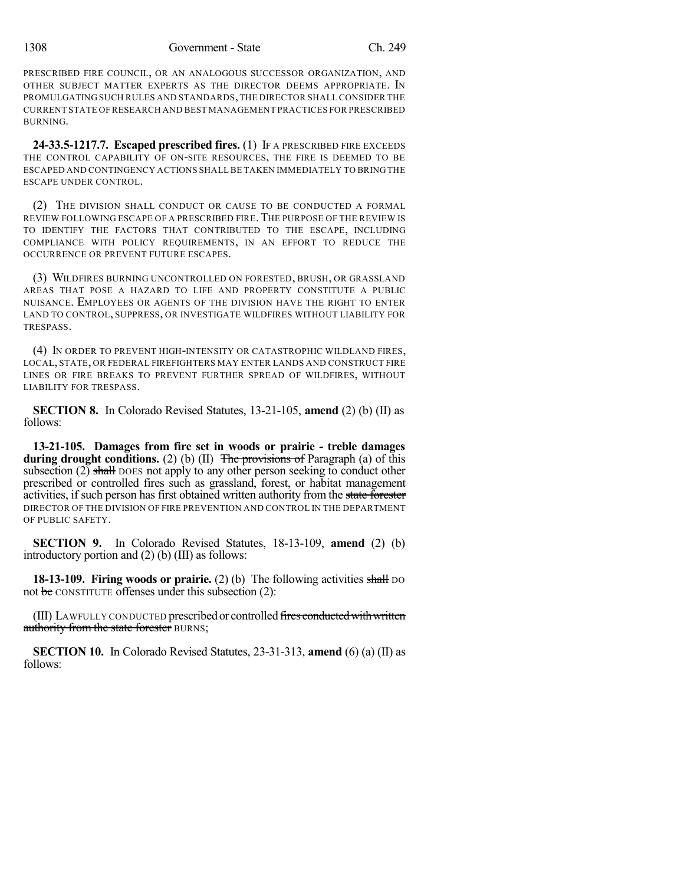PRESCRIBED FIRE COUNCIL, OR AN ANALOGOUS SUCCESSOR ORGANIZATION, AND OTHER SUBJECT MATTER EXPERTS AS THE DIRECTOR DEEMS APPROPRIATE. IN PROMULGATING SUCH RULES AND STANDARDS, THE DIRECTOR SHALL CONSIDER THE CURRENT STATE OF RESEARCH AND BEST MANAGEMENT PRACTICES FOR PRESCRIBED BURNING.

**24-33.5-1217.7. Escaped prescribed fires.** (1) IF A PRESCRIBED FIRE EXCEEDS THE CONTROL CAPABILITY OF ON-SITE RESOURCES, THE FIRE IS DEEMED TO BE ESCAPED AND CONTINGENCY ACTIONS SHALL BE TAKEN IMMEDIATELY TO BRING THE ESCAPE UNDER CONTROL.

(2) THE DIVISION SHALL CONDUCT OR CAUSE TO BE CONDUCTED A FORMAL REVIEW FOLLOWING ESCAPE OF A PRESCRIBED FIRE. THE PURPOSE OF THE REVIEW IS TO IDENTIFY THE FACTORS THAT CONTRIBUTED TO THE ESCAPE, INCLUDING COMPLIANCE WITH POLICY REQUIREMENTS, IN AN EFFORT TO REDUCE THE OCCURRENCE OR PREVENT FUTURE ESCAPES.

(3) WILDFIRES BURNING UNCONTROLLED ON FORESTED, BRUSH, OR GRASSLAND AREAS THAT POSE A HAZARD TO LIFE AND PROPERTY CONSTITUTE A PUBLIC NUISANCE. EMPLOYEES OR AGENTS OF THE DIVISION HAVE THE RIGHT TO ENTER LAND TO CONTROL, SUPPRESS, OR INVESTIGATE WILDFIRES WITHOUT LIABILITY FOR TRESPASS.

(4) IN ORDER TO PREVENT HIGH-INTENSITY OR CATASTROPHIC WILDLAND FIRES, LOCAL, STATE, OR FEDERAL FIREFIGHTERS MAY ENTER LANDS AND CONSTRUCT FIRE LINES OR FIRE BREAKS TO PREVENT FURTHER SPREAD OF WILDFIRES, WITHOUT LIABILITY FOR TRESPASS.

**SECTION 8.** In Colorado Revised Statutes, 13-21-105, **amend** (2) (b) (II) as follows:

**13-21-105. Damages from fire set in woods or prairie - treble damages during drought conditions.** (2) (b) (II) ~~The provisions of~~ Paragraph (a) of this subsection (2) ~~shall~~ DOES not apply to any other person seeking to conduct other prescribed or controlled fires such as grassland, forest, or habitat management activities, if such person has first obtained written authority from the ~~state forester~~ DIRECTOR OF THE DIVISION OF FIRE PREVENTION AND CONTROL IN THE DEPARTMENT OF PUBLIC SAFETY.

**SECTION 9.** In Colorado Revised Statutes, 18-13-109, **amend** (2) (b) introductory portion and (2) (b) (III) as follows:

**18-13-109. Firing woods or prairie.** (2) (b) The following activities ~~shall~~ DO not ~~be~~ CONSTITUTE offenses under this subsection (2):

(III) LAWFULLY CONDUCTED prescribed or controlled ~~fires conducted with written authority from the state forester~~ BURNS;

**SECTION 10.** In Colorado Revised Statutes, 23-31-313, **amend** (6) (a) (II) as follows: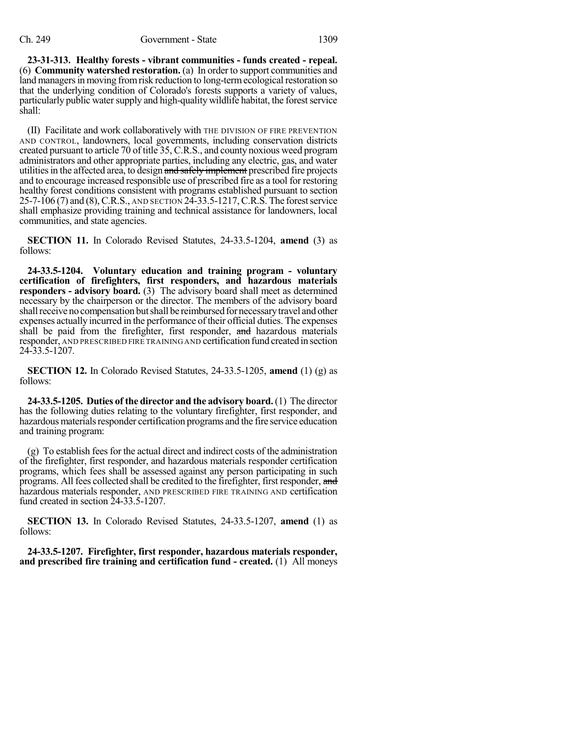**23-31-313. Healthy forests - vibrant communities - funds created - repeal.** (6) **Community watershed restoration.** (a) In order to support communities and land managers in moving from risk reduction to long-term ecological restoration so that the underlying condition of Colorado's forests supports a variety of values, particularly public water supply and high-quality wildlife habitat, the forest service shall:

(II) Facilitate and work collaboratively with THE DIVISION OF FIRE PREVENTION AND CONTROL, landowners, local governments, including conservation districts created pursuant to article 70 of title 35, C.R.S., and county noxious weed program administrators and other appropriate parties, including any electric, gas, and water utilities in the affected area, to design ~~and safely implement~~ prescribed fire projects and to encourage increased responsible use of prescribed fire as a tool for restoring healthy forest conditions consistent with programs established pursuant to section 25-7-106 (7) and (8), C.R.S., AND SECTION 24-33.5-1217, C.R.S. The forest service shall emphasize providing training and technical assistance for landowners, local communities, and state agencies.

**SECTION 11.** In Colorado Revised Statutes, 24-33.5-1204, **amend** (3) as follows:

**24-33.5-1204. Voluntary education and training program - voluntary certification of firefighters, first responders, and hazardous materials responders - advisory board.** (3) The advisory board shall meet as determined necessary by the chairperson or the director. The members of the advisory board shall receive no compensation but shall be reimbursed for necessary travel and other expenses actually incurred in the performance of their official duties. The expenses shall be paid from the firefighter, first responder, ~~and~~ hazardous materials responder, AND PRESCRIBED FIRE TRAINING AND certification fund created in section 24-33.5-1207.

**SECTION 12.** In Colorado Revised Statutes, 24-33.5-1205, **amend** (1) (g) as follows:

**24-33.5-1205. Duties of the director and the advisory board.** (1) The director has the following duties relating to the voluntary firefighter, first responder, and hazardous materials responder certification programs and the fire service education and training program:

(g) To establish fees for the actual direct and indirect costs of the administration of the firefighter, first responder, and hazardous materials responder certification programs, which fees shall be assessed against any person participating in such programs. All fees collected shall be credited to the firefighter, first responder, ~~and~~ hazardous materials responder, AND PRESCRIBED FIRE TRAINING AND certification fund created in section 24-33.5-1207.

**SECTION 13.** In Colorado Revised Statutes, 24-33.5-1207, **amend** (1) as follows:

**24-33.5-1207. Firefighter, first responder, hazardous materials responder, and prescribed fire training and certification fund - created.** (1) All moneys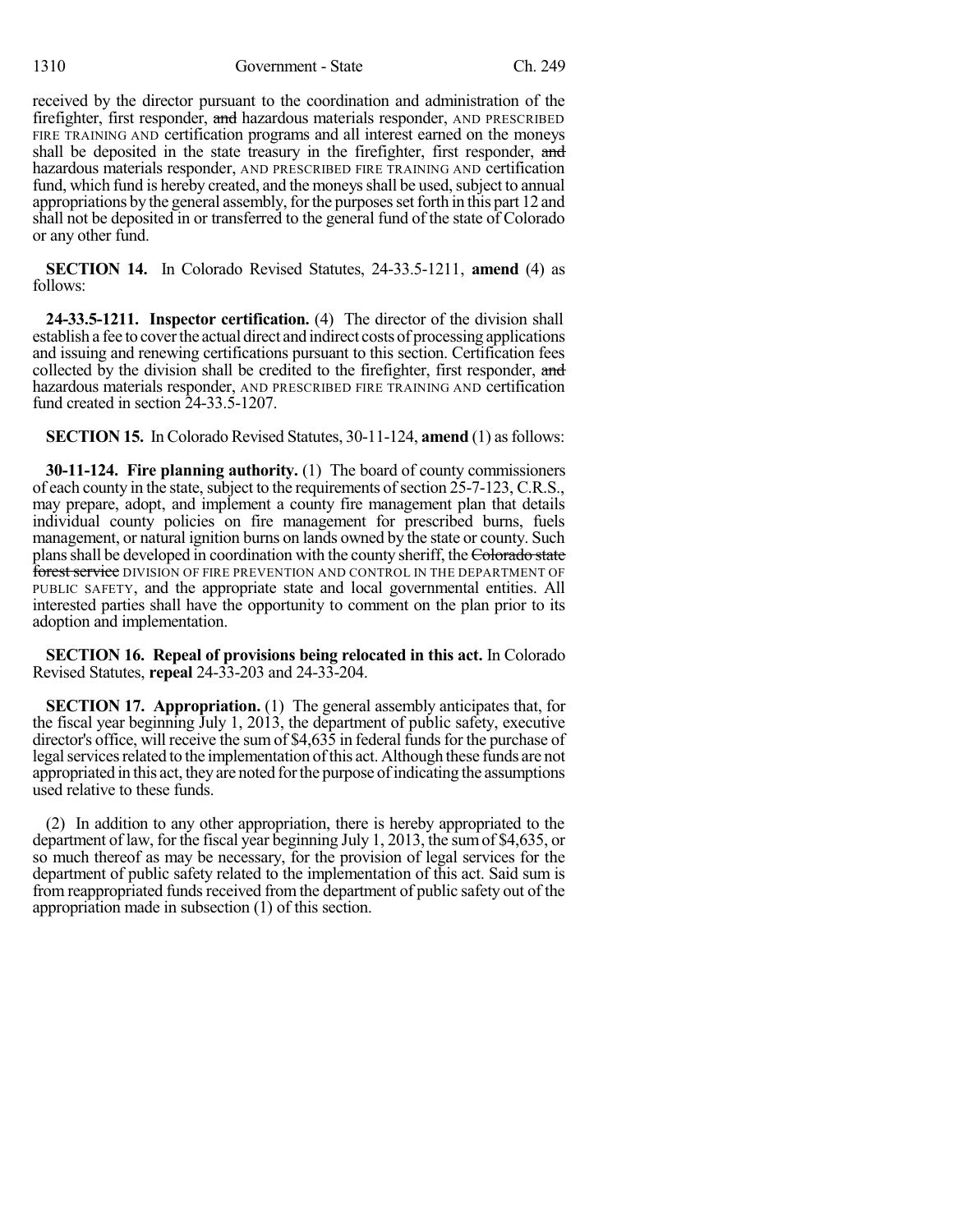received by the director pursuant to the coordination and administration of the firefighter, first responder, ~~and~~ hazardous materials responder, AND PRESCRIBED FIRE TRAINING AND certification programs and all interest earned on the moneys shall be deposited in the state treasury in the firefighter, first responder, ~~and~~ hazardous materials responder, AND PRESCRIBED FIRE TRAINING AND certification fund, which fund is hereby created, and the moneys shall be used, subject to annual appropriations by the general assembly, for the purposes set forth in this part 12 and shall not be deposited in or transferred to the general fund of the state of Colorado or any other fund.

**SECTION 14.** In Colorado Revised Statutes, 24-33.5-1211, **amend** (4) as follows:

**24-33.5-1211. Inspector certification.** (4) The director of the division shall establish a fee to cover the actual direct and indirect costs of processing applications and issuing and renewing certifications pursuant to this section. Certification fees collected by the division shall be credited to the firefighter, first responder, ~~and~~ hazardous materials responder, AND PRESCRIBED FIRE TRAINING AND certification fund created in section 24-33.5-1207.

**SECTION 15.** In Colorado Revised Statutes, 30-11-124, **amend** (1) as follows:

**30-11-124. Fire planning authority.** (1) The board of county commissioners of each county in the state, subject to the requirements of section 25-7-123, C.R.S., may prepare, adopt, and implement a county fire management plan that details individual county policies on fire management for prescribed burns, fuels management, or natural ignition burns on lands owned by the state or county. Such plans shall be developed in coordination with the county sheriff, the ~~Colorado state forest service~~ DIVISION OF FIRE PREVENTION AND CONTROL IN THE DEPARTMENT OF PUBLIC SAFETY, and the appropriate state and local governmental entities. All interested parties shall have the opportunity to comment on the plan prior to its adoption and implementation.

**SECTION 16. Repeal of provisions being relocated in this act.** In Colorado Revised Statutes, **repeal** 24-33-203 and 24-33-204.

**SECTION 17. Appropriation.** (1) The general assembly anticipates that, for the fiscal year beginning July 1, 2013, the department of public safety, executive director's office, will receive the sum of $4,635 in federal funds for the purchase of legal services related to the implementation of this act. Although these funds are not appropriated in this act, they are noted for the purpose of indicating the assumptions used relative to these funds.

(2) In addition to any other appropriation, there is hereby appropriated to the department of law, for the fiscal year beginning July 1, 2013, the sum of $4,635, or so much thereof as may be necessary, for the provision of legal services for the department of public safety related to the implementation of this act. Said sum is from reappropriated funds received from the department of public safety out of the appropriation made in subsection (1) of this section.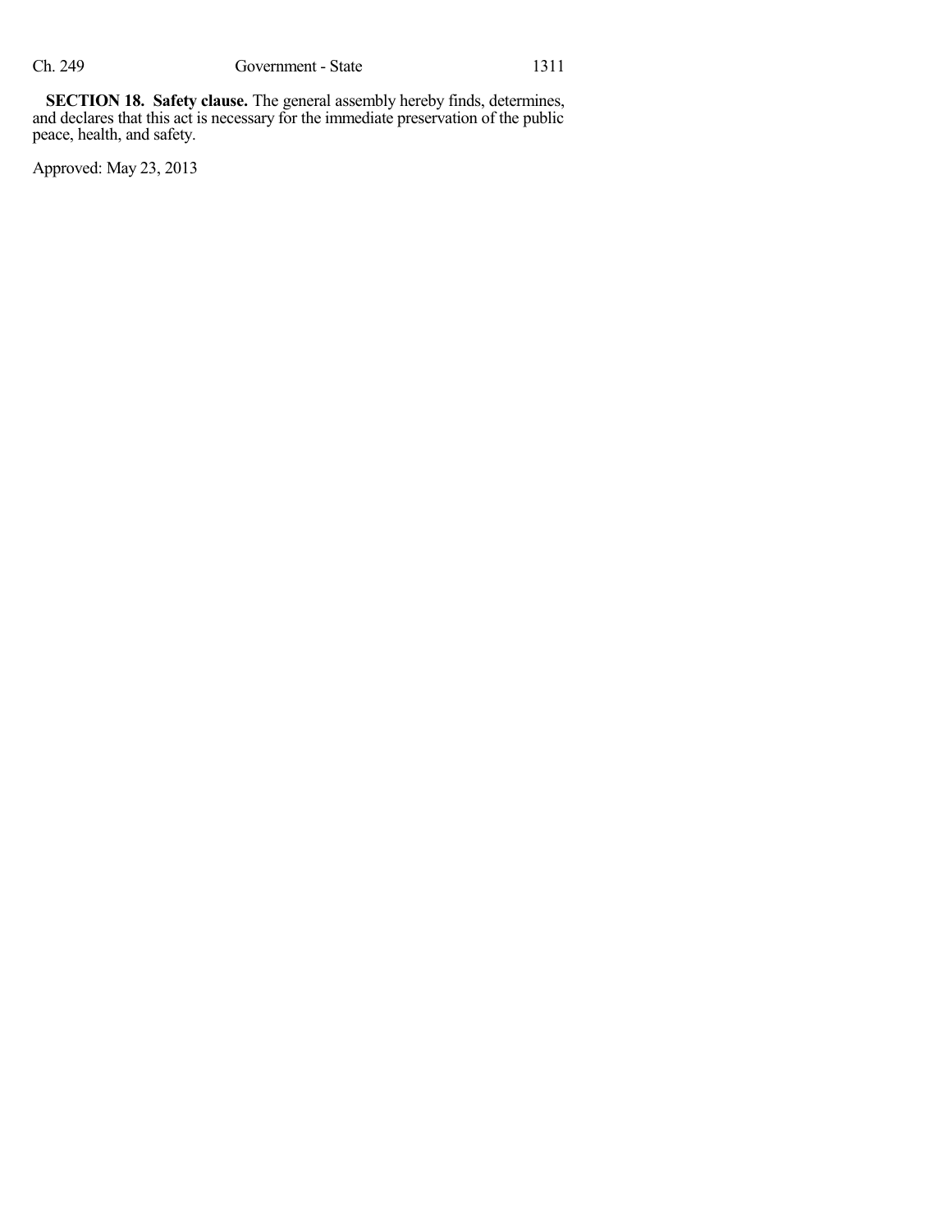**SECTION 18. Safety clause.** The general assembly hereby finds, determines, and declares that this act is necessary for the immediate preservation of the public peace, health, and safety.

Approved: May 23, 2013